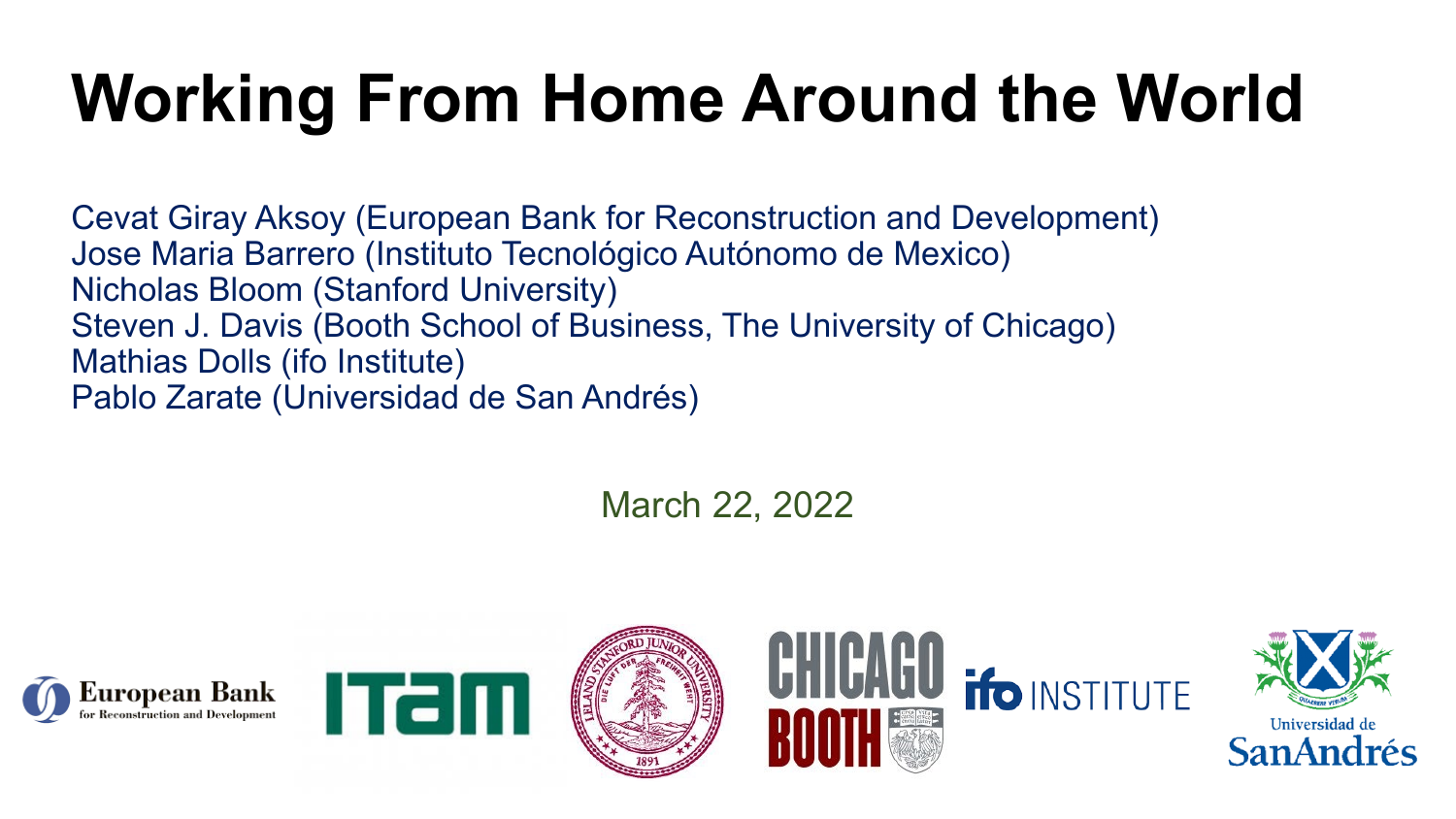# Working From Home Around the World

Cevat Giray Aksoy (European Bank for Reconstruction and Development)
Jose Maria Barrero (Instituto Tecnológico Autónomo de Mexico)
Nicholas Bloom (Stanford University)
Steven J. Davis (Booth School of Business, The University of Chicago)
Mathias Dolls (ifo Institute)
Pablo Zarate (Universidad de San Andrés)

March 22, 2022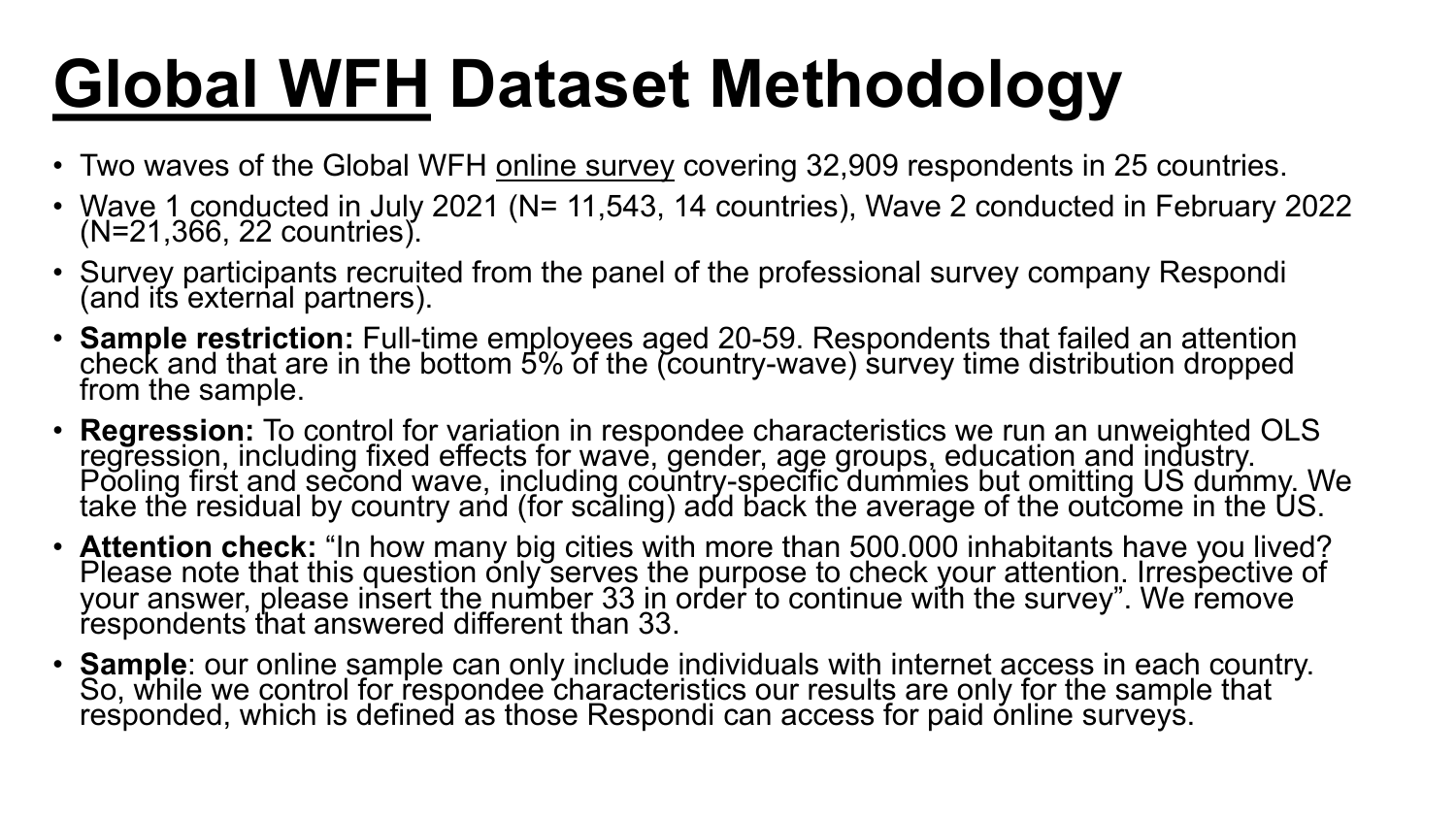# <u>Global WFH</u> Dataset Methodology

- Two waves of the Global WFH <u>online survey</u> covering 32,909 respondents in 25 countries.
- Wave 1 conducted in July 2021 (N= 11,543, 14 countries), Wave 2 conducted in February 2022 (N=21,366, 22 countries).
- Survey participants recruited from the panel of the professional survey company Respondi (and its external partners).
- **Sample restriction:** Full-time employees aged 20-59. Respondents that failed an attention check and that are in the bottom 5% of the (country-wave) survey time distribution dropped from the sample.
- **Regression:** To control for variation in respondee characteristics we run an unweighted OLS regression, including fixed effects for wave, gender, age groups, education and industry. Pooling first and second wave, including country-specific dummies but omitting US dummy. We take the residual by country and (for scaling) add back the average of the outcome in the US.
- **Attention check:** "In how many big cities with more than 500.000 inhabitants have you lived? Please note that this question only serves the purpose to check your attention. Irrespective of your answer, please insert the number 33 in order to continue with the survey". We remove respondents that answered different than 33.
- **Sample**: our online sample can only include individuals with internet access in each country. So, while we control for respondee characteristics our results are only for the sample that responded, which is defined as those Respondi can access for paid online surveys.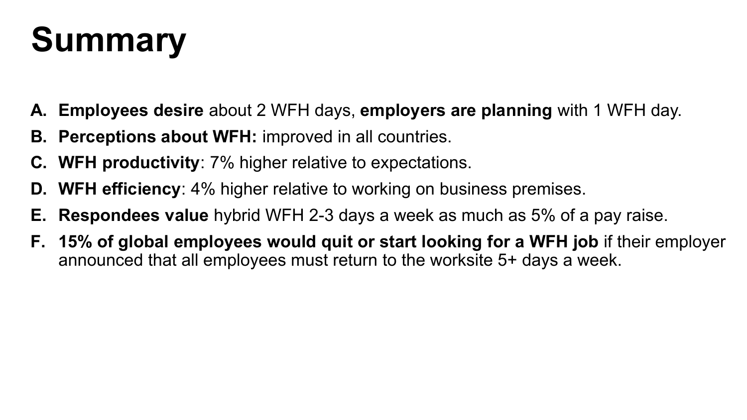# Summary

A. **Employees desire** about 2 WFH days, **employers are planning** with 1 WFH day.
B. **Perceptions about WFH:** improved in all countries.
C. **WFH productivity**: 7% higher relative to expectations.
D. **WFH efficiency**: 4% higher relative to working on business premises.
E. **Respondees value** hybrid WFH 2-3 days a week as much as 5% of a pay raise.
F. **15% of global employees would quit or start looking for a WFH job** if their employer announced that all employees must return to the worksite 5+ days a week.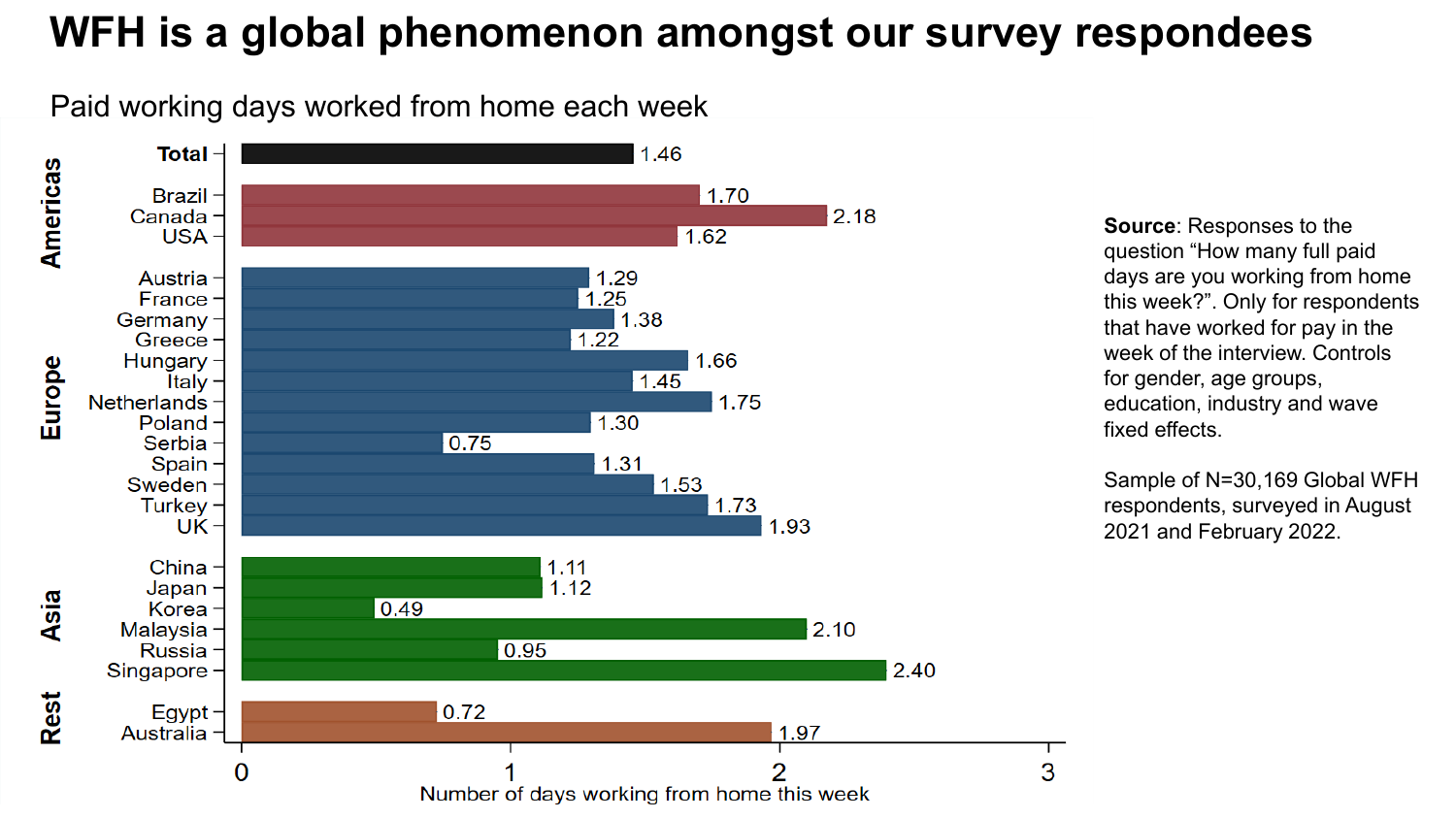# WFH is a global phenomenon amongst our survey respondees

Paid working days worked from home each week

| Region | Country | Number of days working from home this week |
|---|---|---|
| | **Total** | 1.46 |
| Americas | Brazil | 1.70 |
| Americas | Canada | 2.18 |
| Americas | USA | 1.62 |
| Europe | Austria | 1.29 |
| Europe | France | 1.25 |
| Europe | Germany | 1.38 |
| Europe | Greece | 1.22 |
| Europe | Hungary | 1.66 |
| Europe | Italy | 1.45 |
| Europe | Netherlands | 1.75 |
| Europe | Poland | 1.30 |
| Europe | Serbia | 0.75 |
| Europe | Spain | 1.31 |
| Europe | Sweden | 1.53 |
| Europe | Turkey | 1.73 |
| Europe | UK | 1.93 |
| Asia | China | 1.11 |
| Asia | Japan | 1.12 |
| Asia | Korea | 0.49 |
| Asia | Malaysia | 2.10 |
| Asia | Russia | 0.95 |
| Asia | Singapore | 2.40 |
| Rest | Egypt | 0.72 |
| Rest | Australia | 1.97 |

**Source**: Responses to the question "How many full paid days are you working from home this week?". Only for respondents that have worked for pay in the week of the interview. Controls for gender, age groups, education, industry and wave fixed effects.

Sample of N=30,169 Global WFH respondents, surveyed in August 2021 and February 2022.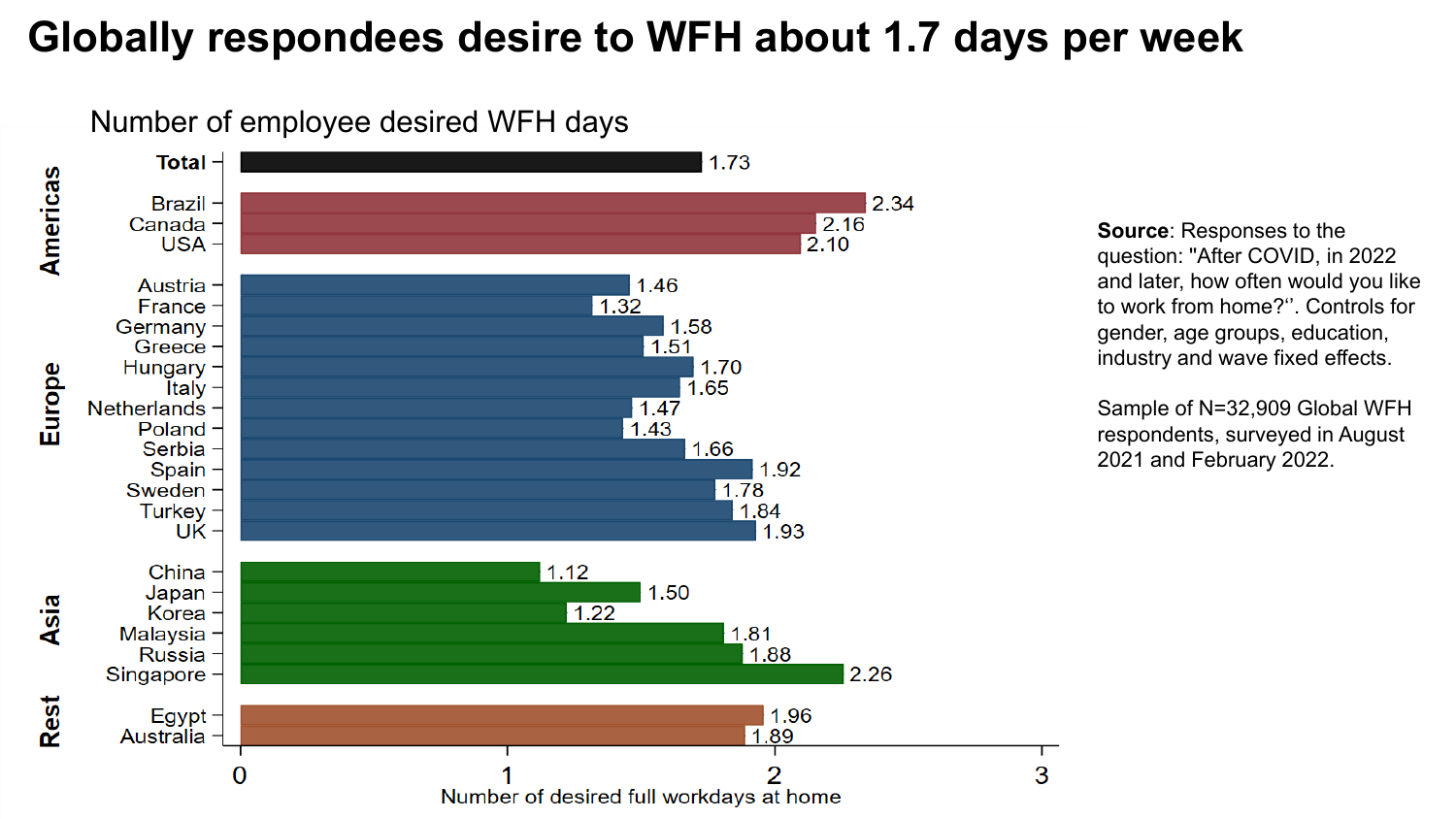# Globally respondees desire to WFH about 1.7 days per week

Number of employee desired WFH days

| Region | Country | Number of desired full workdays at home |
|---|---|---|
| | Total | 1.73 |
| Americas | Brazil | 2.34 |
| Americas | Canada | 2.16 |
| Americas | USA | 2.10 |
| Europe | Austria | 1.46 |
| Europe | France | 1.32 |
| Europe | Germany | 1.58 |
| Europe | Greece | 1.51 |
| Europe | Hungary | 1.70 |
| Europe | Italy | 1.65 |
| Europe | Netherlands | 1.47 |
| Europe | Poland | 1.43 |
| Europe | Serbia | 1.66 |
| Europe | Spain | 1.92 |
| Europe | Sweden | 1.78 |
| Europe | Turkey | 1.84 |
| Europe | UK | 1.93 |
| Asia | China | 1.12 |
| Asia | Japan | 1.50 |
| Asia | Korea | 1.22 |
| Asia | Malaysia | 1.81 |
| Asia | Russia | 1.88 |
| Asia | Singapore | 2.26 |
| Rest | Egypt | 1.96 |
| Rest | Australia | 1.89 |

**Source**: Responses to the question: "After COVID, in 2022 and later, how often would you like to work from home?". Controls for gender, age groups, education, industry and wave fixed effects.

Sample of N=32,909 Global WFH respondents, surveyed in August 2021 and February 2022.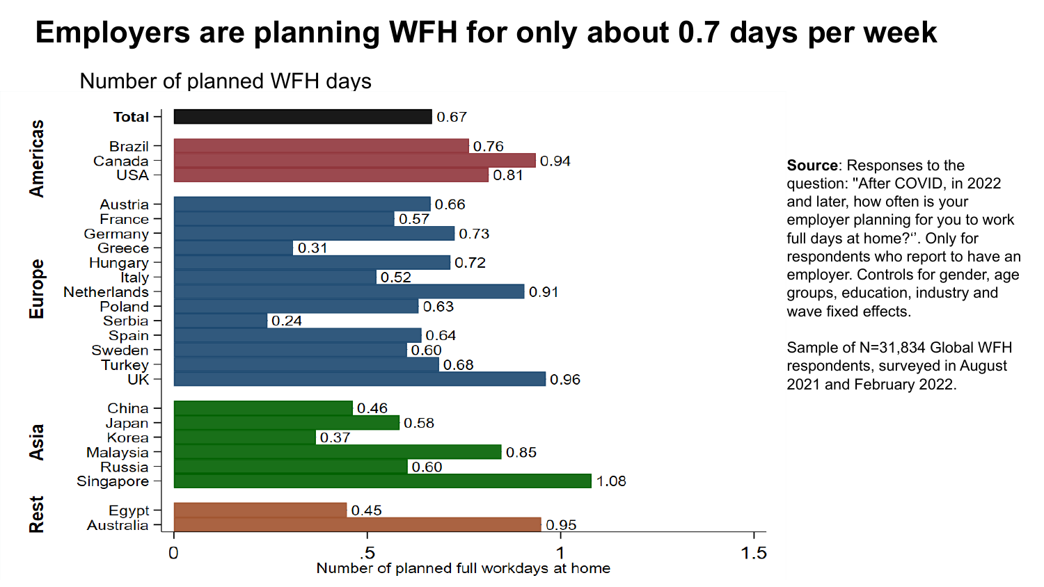# Employers are planning WFH for only about 0.7 days per week

Number of planned WFH days

| Region | Country | Number of planned full workdays at home |
| --- | --- | --- |
| | **Total** | 0.67 |
| Americas | Brazil | 0.76 |
| Americas | Canada | 0.94 |
| Americas | USA | 0.81 |
| Europe | Austria | 0.66 |
| Europe | France | 0.57 |
| Europe | Germany | 0.73 |
| Europe | Greece | 0.31 |
| Europe | Hungary | 0.72 |
| Europe | Italy | 0.52 |
| Europe | Netherlands | 0.91 |
| Europe | Poland | 0.63 |
| Europe | Serbia | 0.24 |
| Europe | Spain | 0.64 |
| Europe | Sweden | 0.60 |
| Europe | Turkey | 0.68 |
| Europe | UK | 0.96 |
| Asia | China | 0.46 |
| Asia | Japan | 0.58 |
| Asia | Korea | 0.37 |
| Asia | Malaysia | 0.85 |
| Asia | Russia | 0.60 |
| Asia | Singapore | 1.08 |
| Rest | Egypt | 0.45 |
| Rest | Australia | 0.95 |

**Source**: Responses to the question: "After COVID, in 2022 and later, how often is your employer planning for you to work full days at home?". Only for respondents who report to have an employer. Controls for gender, age groups, education, industry and wave fixed effects.

Sample of N=31,834 Global WFH respondents, surveyed in August 2021 and February 2022.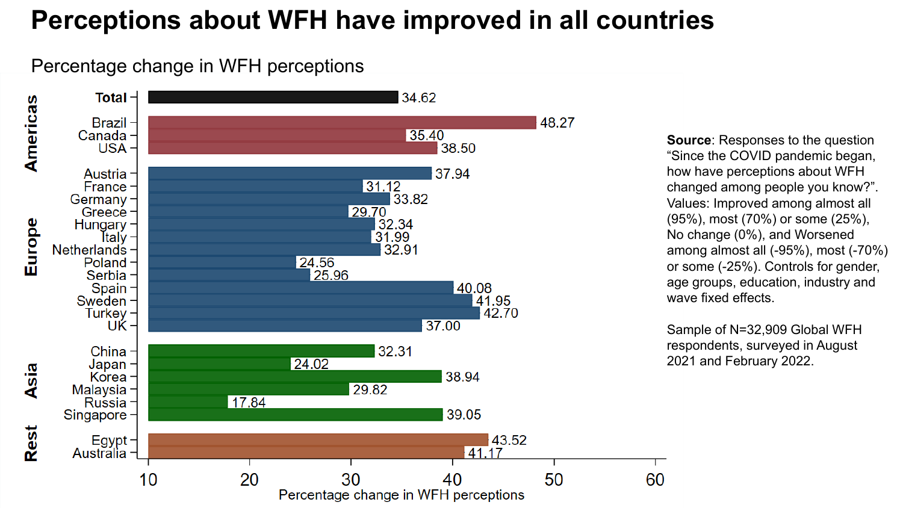# Perceptions about WFH have improved in all countries

## Percentage change in WFH perceptions

| Region | Country | Percentage change in WFH perceptions |
|---|---|---|
| | Total | 34.62 |
| Americas | Brazil | 48.27 |
| Americas | Canada | 35.40 |
| Americas | USA | 38.50 |
| Europe | Austria | 37.94 |
| Europe | France | 31.12 |
| Europe | Germany | 33.82 |
| Europe | Greece | 29.70 |
| Europe | Hungary | 32.34 |
| Europe | Italy | 31.99 |
| Europe | Netherlands | 32.91 |
| Europe | Poland | 24.56 |
| Europe | Serbia | 25.96 |
| Europe | Spain | 40.08 |
| Europe | Sweden | 41.95 |
| Europe | Turkey | 42.70 |
| Europe | UK | 37.00 |
| Asia | China | 32.31 |
| Asia | Japan | 24.02 |
| Asia | Korea | 38.94 |
| Asia | Malaysia | 29.82 |
| Asia | Russia | 17.84 |
| Asia | Singapore | 39.05 |
| Rest | Egypt | 43.52 |
| Rest | Australia | 41.17 |

**Source**: Responses to the question "Since the COVID pandemic began, how have perceptions about WFH changed among people you know?". Values: Improved among almost all (95%), most (70%) or some (25%), No change (0%), and Worsened among almost all (-95%), most (-70%) or some (-25%). Controls for gender, age groups, education, industry and wave fixed effects.

Sample of N=32,909 Global WFH respondents, surveyed in August 2021 and February 2022.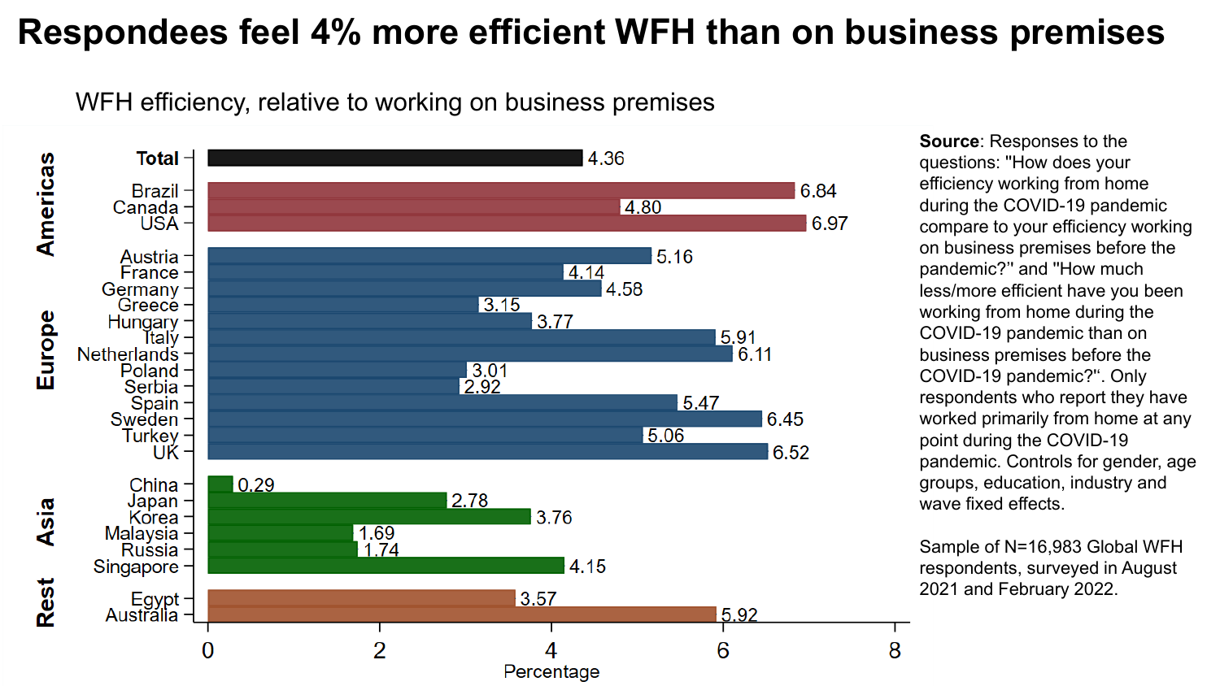# Respondees feel 4% more efficient WFH than on business premises

WFH efficiency, relative to working on business premises

| Region | Country | Percentage |
|---|---|---|
| | **Total** | 4.36 |
| Americas | Brazil | 6.84 |
| Americas | Canada | 4.80 |
| Americas | USA | 6.97 |
| Europe | Austria | 5.16 |
| Europe | France | 4.14 |
| Europe | Germany | 4.58 |
| Europe | Greece | 3.15 |
| Europe | Hungary | 3.77 |
| Europe | Italy | 5.91 |
| Europe | Netherlands | 6.11 |
| Europe | Poland | 3.01 |
| Europe | Serbia | 2.92 |
| Europe | Spain | 5.47 |
| Europe | Sweden | 6.45 |
| Europe | Turkey | 5.06 |
| Europe | UK | 6.52 |
| Asia | China | 0.29 |
| Asia | Japan | 2.78 |
| Asia | Korea | 3.76 |
| Asia | Malaysia | 1.69 |
| Asia | Russia | 1.74 |
| Asia | Singapore | 4.15 |
| Rest | Egypt | 3.57 |
| Rest | Australia | 5.92 |

**Source**: Responses to the questions: "How does your efficiency working from home during the COVID-19 pandemic compare to your efficiency working on business premises before the pandemic?" and "How much less/more efficient have you been working from home during the COVID-19 pandemic than on business premises before the COVID-19 pandemic?". Only respondents who report they have worked primarily from home at any point during the COVID-19 pandemic. Controls for gender, age groups, education, industry and wave fixed effects.

Sample of N=16,983 Global WFH respondents, surveyed in August 2021 and February 2022.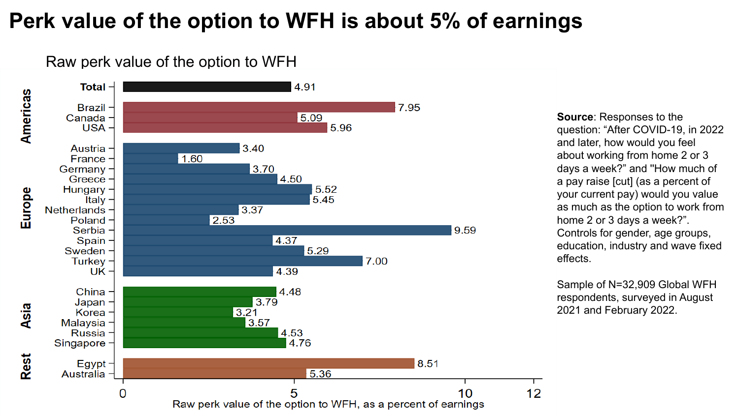# Perk value of the option to WFH is about 5% of earnings

## Raw perk value of the option to WFH

| Region | Country | Raw perk value of the option to WFH, as a percent of earnings |
|---|---|---|
| | **Total** | 4.91 |
| Americas | Brazil | 7.95 |
| Americas | Canada | 5.09 |
| Americas | USA | 5.96 |
| Europe | Austria | 3.40 |
| Europe | France | 1.60 |
| Europe | Germany | 3.70 |
| Europe | Greece | 4.50 |
| Europe | Hungary | 5.52 |
| Europe | Italy | 5.45 |
| Europe | Netherlands | 3.37 |
| Europe | Poland | 2.53 |
| Europe | Serbia | 9.59 |
| Europe | Spain | 4.37 |
| Europe | Sweden | 5.29 |
| Europe | Turkey | 7.00 |
| Europe | UK | 4.39 |
| Asia | China | 4.48 |
| Asia | Japan | 3.79 |
| Asia | Korea | 3.21 |
| Asia | Malaysia | 3.57 |
| Asia | Russia | 4.53 |
| Asia | Singapore | 4.76 |
| Rest | Egypt | 8.51 |
| Rest | Australia | 5.36 |

**Source**: Responses to the question: "After COVID-19, in 2022 and later, how would you feel about working from home 2 or 3 days a week?" and "How much of a pay raise [cut] (as a percent of your current pay) would you value as much as the option to work from home 2 or 3 days a week?". Controls for gender, age groups, education, industry and wave fixed effects.

Sample of N=32,909 Global WFH respondents, surveyed in August 2021 and February 2022.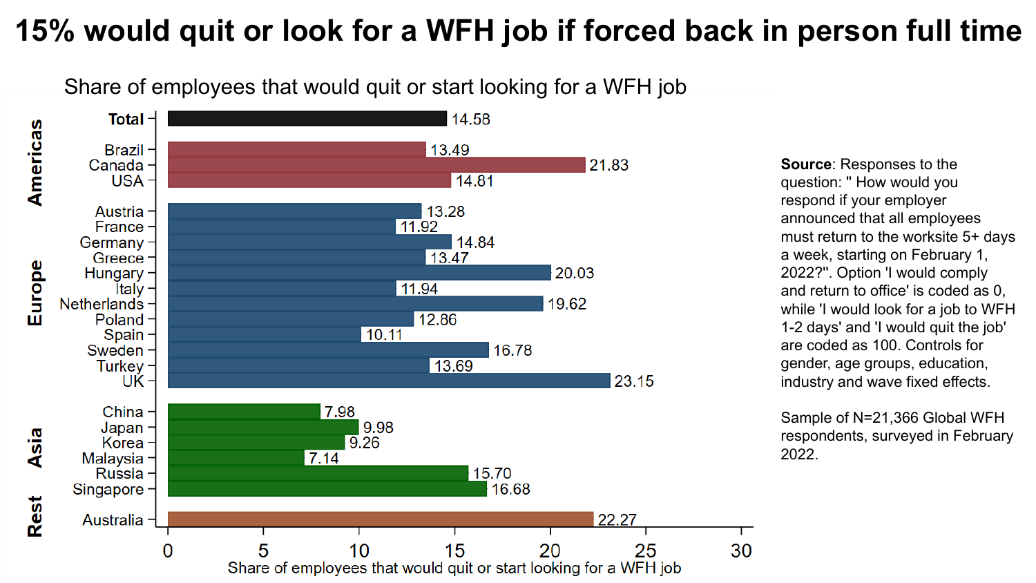# 15% would quit or look for a WFH job if forced back in person full time

Share of employees that would quit or start looking for a WFH job

Americas

Europe

Asia

Rest

Total 14.58

Brazil 13.49

Canada 21.83

USA 14.81

Austria 13.28

France 11.92

Germany 14.84

Greece 13.47

Hungary 20.03

Italy 11.94

Netherlands 19.62

Poland 12.86

Spain 10.11

Sweden 16.78

Turkey 13.69

UK 23.15

China 7.98

Japan 9.98

Korea 9.26

Malaysia 7.14

Russia 15.70

Singapore 16.68

Australia 22.27

0 5 10 15 20 25 30

Share of employees that would quit or start looking for a WFH job

**Source**: Responses to the question: " How would you respond if your employer announced that all employees must return to the worksite 5+ days a week, starting on February 1, 2022?". Option 'I would comply and return to office' is coded as 0, while 'I would look for a job to WFH 1-2 days' and 'I would quit the job' are coded as 100. Controls for gender, age groups, education, industry and wave fixed effects.

Sample of N=21,366 Global WFH respondents, surveyed in February 2022.